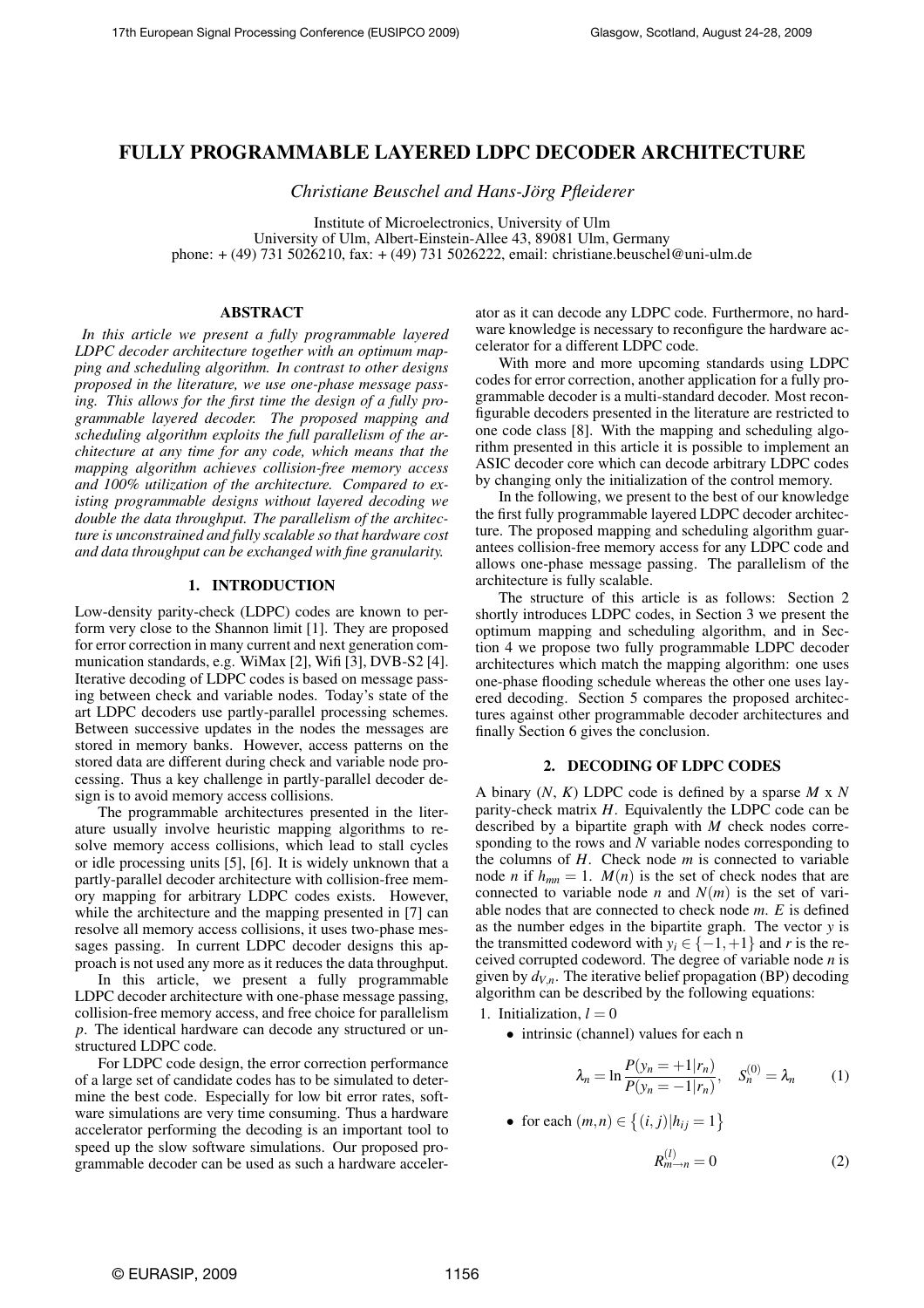# FULLY PROGRAMMABLE LAYERED LDPC DECODER ARCHITECTURE

*Christiane Beuschel and Hans-Jörg Pfleiderer*

Institute of Microelectronics, University of Ulm
University of Ulm, Albert-Einstein-Allee 43, 89081 Ulm, Germany
phone: + (49) 731 5026210, fax: + (49) 731 5026222, email: christiane.beuschel@uni-ulm.de

## ABSTRACT

*In this article we present a fully programmable layered LDPC decoder architecture together with an optimum mapping and scheduling algorithm. In contrast to other designs proposed in the literature, we use one-phase message passing. This allows for the first time the design of a fully programmable layered decoder. The proposed mapping and scheduling algorithm exploits the full parallelism of the architecture at any time for any code, which means that the mapping algorithm achieves collision-free memory access and 100% utilization of the architecture. Compared to existing programmable designs without layered decoding we double the data throughput. The parallelism of the architecture is unconstrained and fully scalable so that hardware cost and data throughput can be exchanged with fine granularity.*

## 1. INTRODUCTION

Low-density parity-check (LDPC) codes are known to perform very close to the Shannon limit [1]. They are proposed for error correction in many current and next generation communication standards, e.g. WiMax [2], Wifi [3], DVB-S2 [4]. Iterative decoding of LDPC codes is based on message passing between check and variable nodes. Today's state of the art LDPC decoders use partly-parallel processing schemes. Between successive updates in the nodes the messages are stored in memory banks. However, access patterns on the stored data are different during check and variable node processing. Thus a key challenge in partly-parallel decoder design is to avoid memory access collisions.

The programmable architectures presented in the literature usually involve heuristic mapping algorithms to resolve memory access collisions, which lead to stall cycles or idle processing units [5], [6]. It is widely unknown that a partly-parallel decoder architecture with collision-free memory mapping for arbitrary LDPC codes exists. However, while the architecture and the mapping presented in [7] can resolve all memory access collisions, it uses two-phase messages passing. In current LDPC decoder designs this approach is not used any more as it reduces the data throughput.

In this article, we present a fully programmable LDPC decoder architecture with one-phase message passing, collision-free memory access, and free choice for parallelism $p$. The identical hardware can decode any structured or unstructured LDPC code.

For LDPC code design, the error correction performance of a large set of candidate codes has to be simulated to determine the best code. Especially for low bit error rates, software simulations are very time consuming. Thus a hardware accelerator performing the decoding is an important tool to speed up the slow software simulations. Our proposed programmable decoder can be used as such a hardware accelerator as it can decode any LDPC code. Furthermore, no hardware knowledge is necessary to reconfigure the hardware accelerator for a different LDPC code.

With more and more upcoming standards using LDPC codes for error correction, another application for a fully programmable decoder is a multi-standard decoder. Most reconfigurable decoders presented in the literature are restricted to one code class [8]. With the mapping and scheduling algorithm presented in this article it is possible to implement an ASIC decoder core which can decode arbitrary LDPC codes by changing only the initialization of the control memory.

In the following, we present to the best of our knowledge the first fully programmable layered LDPC decoder architecture. The proposed mapping and scheduling algorithm guarantees collision-free memory access for any LDPC code and allows one-phase message passing. The parallelism of the architecture is fully scalable.

The structure of this article is as follows: Section 2 shortly introduces LDPC codes, in Section 3 we present the optimum mapping and scheduling algorithm, and in Section 4 we propose two fully programmable LDPC decoder architectures which match the mapping algorithm: one uses one-phase flooding schedule whereas the other one uses layered decoding. Section 5 compares the proposed architectures against other programmable decoder architectures and finally Section 6 gives the conclusion.

## 2. DECODING OF LDPC CODES

A binary ($N$, $K$) LDPC code is defined by a sparse $M$ x $N$ parity-check matrix $H$. Equivalently the LDPC code can be described by a bipartite graph with $M$ check nodes corresponding to the rows and $N$ variable nodes corresponding to the columns of $H$. Check node $m$ is connected to variable node $n$ if $h_{mn} = 1$. $M(n)$ is the set of check nodes that are connected to variable node $n$ and $N(m)$ is the set of variable nodes that are connected to check node $m$. $E$ is defined as the number edges in the bipartite graph. The vector $y$ is the transmitted codeword with $y_i \in \{-1, +1\}$ and $r$ is the received corrupted codeword. The degree of variable node $n$ is given by $d_{V,n}$. The iterative belief propagation (BP) decoding algorithm can be described by the following equations:

1. Initialization, $l = 0$
   - intrinsic (channel) values for each n

$$\lambda_n = \ln \frac{P(y_n = +1|r_n)}{P(y_n = -1|r_n)}, \quad S_n^{(0)} = \lambda_n \qquad (1)$$

   - for each $(m,n) \in \{(i,j)|h_{ij} = 1\}$

$$R_{m \to n}^{(l)} = 0 \qquad (2)$$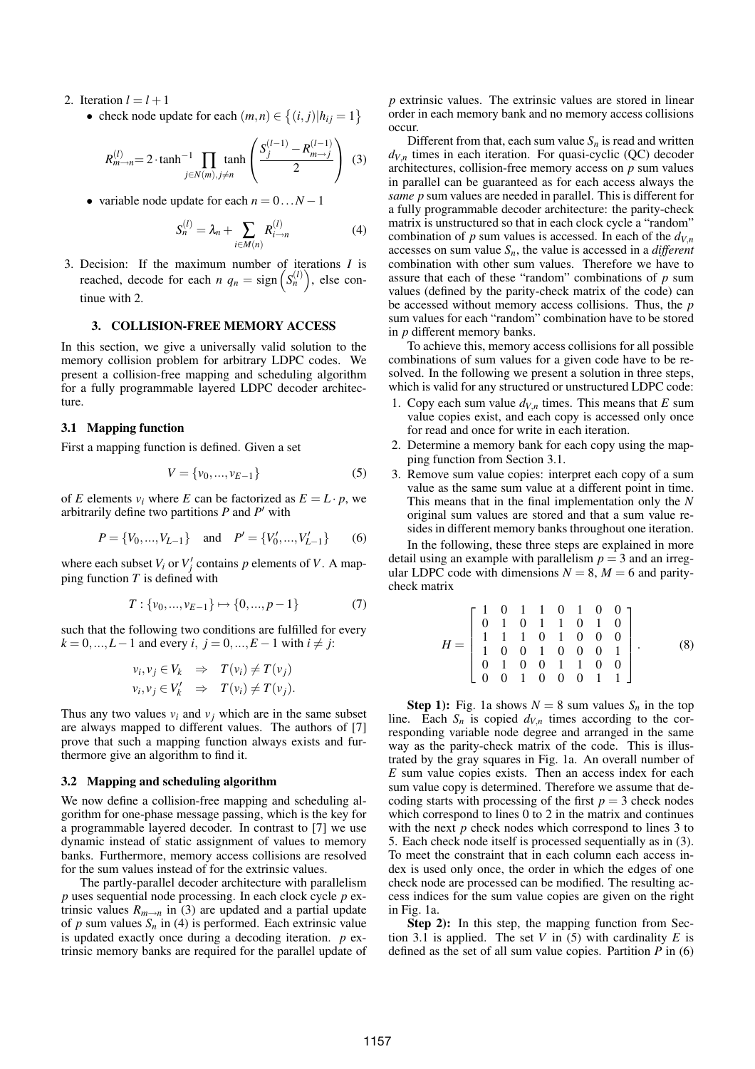2. Iteration $l = l + 1$
   - check node update for each $(m,n) \in \{(i,j)|h_{ij} = 1\}$

$$R^{(l)}_{m\to n} = 2 \cdot \tanh^{-1} \prod_{j\in N(m), j\neq n} \tanh\left(\frac{S^{(l-1)}_j - R^{(l-1)}_{m\to j}}{2}\right) \quad (3)$$

   - variable node update for each $n = 0 \ldots N-1$

$$S^{(l)}_n = \lambda_n + \sum_{i\in M(n)} R^{(l)}_{i\to n} \quad (4)$$

3. Decision: If the maximum number of iterations $I$ is reached, decode for each $n$ $q_n = \text{sign}\left(S^{(l)}_n\right)$, else continue with 2.

## 3. COLLISION-FREE MEMORY ACCESS

In this section, we give a universally valid solution to the memory collision problem for arbitrary LDPC codes. We present a collision-free mapping and scheduling algorithm for a fully programmable layered LDPC decoder architecture.

### 3.1 Mapping function

First a mapping function is defined. Given a set

$$V = \{v_0, ..., v_{E-1}\} \quad (5)$$

of $E$ elements $v_i$ where $E$ can be factorized as $E = L \cdot p$, we arbitrarily define two partitions $P$ and $P'$ with

$$P = \{V_0, ..., V_{L-1}\} \quad \text{and} \quad P' = \{V'_0, ..., V'_{L-1}\} \quad (6)$$

where each subset $V_i$ or $V'_j$ contains $p$ elements of $V$. A mapping function $T$ is defined with

$$T : \{v_0, ..., v_{E-1}\} \mapsto \{0, ..., p-1\} \quad (7)$$

such that the following two conditions are fulfilled for every $k = 0, ..., L-1$ and every $i, j = 0, ..., E-1$ with $i \neq j$:

$$v_i, v_j \in V_k \Rightarrow T(v_i) \neq T(v_j)$$
$$v_i, v_j \in V'_k \Rightarrow T(v_i) \neq T(v_j).$$

Thus any two values $v_i$ and $v_j$ which are in the same subset are always mapped to different values. The authors of [7] prove that such a mapping function always exists and furthermore give an algorithm to find it.

### 3.2 Mapping and scheduling algorithm

We now define a collision-free mapping and scheduling algorithm for one-phase message passing, which is the key for a programmable layered decoder. In contrast to [7] we use dynamic instead of static assignment of values to memory banks. Furthermore, memory access collisions are resolved for the sum values instead of for the extrinsic values.

The partly-parallel decoder architecture with parallelism $p$ uses sequential node processing. In each clock cycle $p$ extrinsic values $R_{m\to n}$ in (3) are updated and a partial update of $p$ sum values $S_n$ in (4) is performed. Each extrinsic value is updated exactly once during a decoding iteration. $p$ extrinsic memory banks are required for the parallel update of $p$ extrinsic values. The extrinsic values are stored in linear order in each memory bank and no memory access collisions occur.

Different from that, each sum value $S_n$ is read and written $d_{V,n}$ times in each iteration. For quasi-cyclic (QC) decoder architectures, collision-free memory access on $p$ sum values in parallel can be guaranteed as for each access always the *same* $p$ sum values are needed in parallel. This is different for a fully programmable decoder architecture: the parity-check matrix is unstructured so that in each clock cycle a "random" combination of $p$ sum values is accessed. In each of the $d_{V,n}$ accesses on sum value $S_n$, the value is accessed in a *different* combination with other sum values. Therefore we have to assure that each of these "random" combinations of $p$ sum values (defined by the parity-check matrix of the code) can be accessed without memory access collisions. Thus, the $p$ sum values for each "random" combination have to be stored in $p$ different memory banks.

To achieve this, memory access collisions for all possible combinations of sum values for a given code have to be resolved. In the following we present a solution in three steps, which is valid for any structured or unstructured LDPC code:

1. Copy each sum value $d_{V,n}$ times. This means that $E$ sum value copies exist, and each copy is accessed only once for read and once for write in each iteration.
2. Determine a memory bank for each copy using the mapping function from Section 3.1.
3. Remove sum value copies: interpret each copy of a sum value as the same sum value at a different point in time. This means that in the final implementation only the $N$ original sum values are stored and that a sum value resides in different memory banks throughout one iteration.

In the following, these three steps are explained in more detail using an example with parallelism $p = 3$ and an irregular LDPC code with dimensions $N = 8$, $M = 6$ and parity-check matrix

$$H = \begin{bmatrix} 1 & 0 & 1 & 1 & 0 & 1 & 0 & 0 \\ 0 & 1 & 0 & 1 & 1 & 0 & 1 & 0 \\ 1 & 1 & 1 & 0 & 1 & 0 & 0 & 0 \\ 1 & 0 & 0 & 1 & 0 & 0 & 0 & 1 \\ 0 & 1 & 0 & 0 & 1 & 1 & 0 & 0 \\ 0 & 0 & 1 & 0 & 0 & 0 & 1 & 1 \end{bmatrix}. \quad (8)$$

**Step 1):** Fig. 1a shows $N = 8$ sum values $S_n$ in the top line. Each $S_n$ is copied $d_{V,n}$ times according to the corresponding variable node degree and arranged in the same way as the parity-check matrix of the code. This is illustrated by the gray squares in Fig. 1a. An overall number of $E$ sum value copies exists. Then an access index for each sum value copy is determined. Therefore we assume that decoding starts with processing of the first $p = 3$ check nodes which correspond to lines 0 to 2 in the matrix and continues with the next $p$ check nodes which correspond to lines 3 to 5. Each check node itself is processed sequentially as in (3). To meet the constraint that in each column each access index is used only once, the order in which the edges of one check node are processed can be modified. The resulting access indices for the sum value copies are given on the right in Fig. 1a.

**Step 2):** In this step, the mapping function from Section 3.1 is applied. The set $V$ in (5) with cardinality $E$ is defined as the set of all sum value copies. Partition $P$ in (6)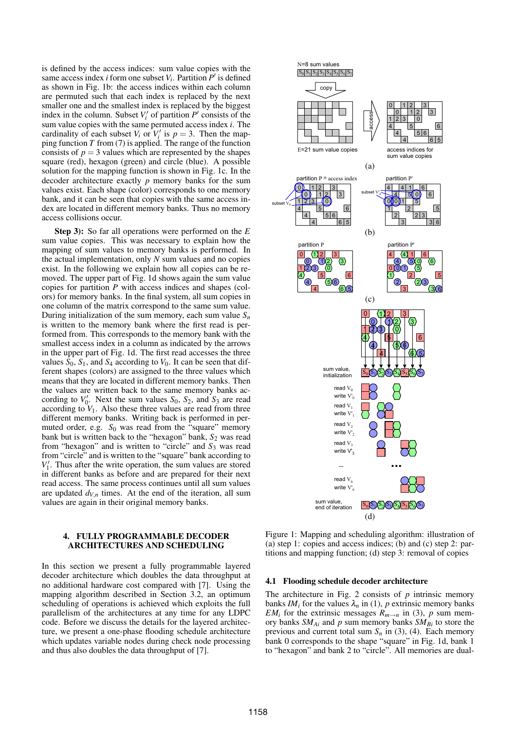is defined by the access indices: sum value copies with the same access index $i$ form one subset $V_i$. Partition $P'$ is defined as shown in Fig. 1b: the access indices within each column are permuted such that each index is replaced by the next smaller one and the smallest index is replaced by the biggest index in the column. Subset $V_i'$ of partition $P'$ consists of the sum value copies with the same permuted access index $i$. The cardinality of each subset $V_i$ or $V_i'$ is $p = 3$. Then the mapping function $T$ from (7) is applied. The range of the function consists of $p = 3$ values which are represented by the shapes square (red), hexagon (green) and circle (blue). A possible solution for the mapping function is shown in Fig. 1c. In the decoder architecture exactly $p$ memory banks for the sum values exist. Each shape (color) corresponds to one memory bank, and it can be seen that copies with the same access index are located in different memory banks. Thus no memory access collisions occur.

**Step 3):** So far all operations were performed on the $E$ sum value copies. This was necessary to explain how the mapping of sum values to memory banks is performed. In the actual implementation, only $N$ sum values and no copies exist. In the following we explain how all copies can be removed. The upper part of Fig. 1d shows again the sum value copies for partition $P$ with access indices and shapes (colors) for memory banks. In the final system, all sum copies in one column of the matrix correspond to the same sum value. During initialization of the sum memory, each sum value $S_n$ is written to the memory bank where the first read is performed from. This corresponds to the memory bank with the smallest access index in a column as indicated by the arrows in the upper part of Fig. 1d. The first read accesses the three values $S_0$, $S_1$, and $S_4$ according to $V_0$. It can be seen that different shapes (colors) are assigned to the three values which means that they are located in different memory banks. Then the values are written back to the same memory banks according to $V_0'$. Next the sum values $S_0$, $S_2$, and $S_3$ are read according to $V_1$. Also these three values are read from three different memory banks. Writing back is performed in permuted order, e.g. $S_0$ was read from the "square" memory bank but is written back to the "hexagon" bank, $S_2$ was read from "hexagon" and is written to "circle" and $S_3$ was read from "circle" and is written to the "square" bank according to $V_1'$. Thus after the write operation, the sum values are stored in different banks as before and are prepared for their next read access. The same process continues until all sum values are updated $d_{V,n}$ times. At the end of the iteration, all sum values are again in their original memory banks.

## 4. FULLY PROGRAMMABLE DECODER ARCHITECTURES AND SCHEDULING

In this section we present a fully programmable layered decoder architecture which doubles the data throughput at no additional hardware cost compared with [7]. Using the mapping algorithm described in Section 3.2, an optimum scheduling of operations is achieved which exploits the full parallelism of the architectures at any time for any LDPC code. Before we discuss the details for the layered architecture, we present a one-phase flooding schedule architecture which updates variable nodes during check node processing and thus also doubles the data throughput of [7].

Figure 1: Mapping and scheduling algorithm: illustration of (a) step 1: copies and access indices; (b) and (c) step 2: partitions and mapping function; (d) step 3: removal of copies

### 4.1 Flooding schedule decoder architecture

The architecture in Fig. 2 consists of $p$ intrinsic memory banks $IM_i$ for the values $\lambda_n$ in (1), $p$ extrinsic memory banks $EM_i$ for the extrinsic messages $R_{m\rightarrow n}$ in (3), $p$ sum memory banks $SM_{Ai}$ and $p$ sum memory banks $SM_{Bi}$ to store the previous and current total sum $S_n$ in (3), (4). Each memory bank 0 corresponds to the shape "square" in Fig. 1d, bank 1 to "hexagon" and bank 2 to "circle". All memories are dual-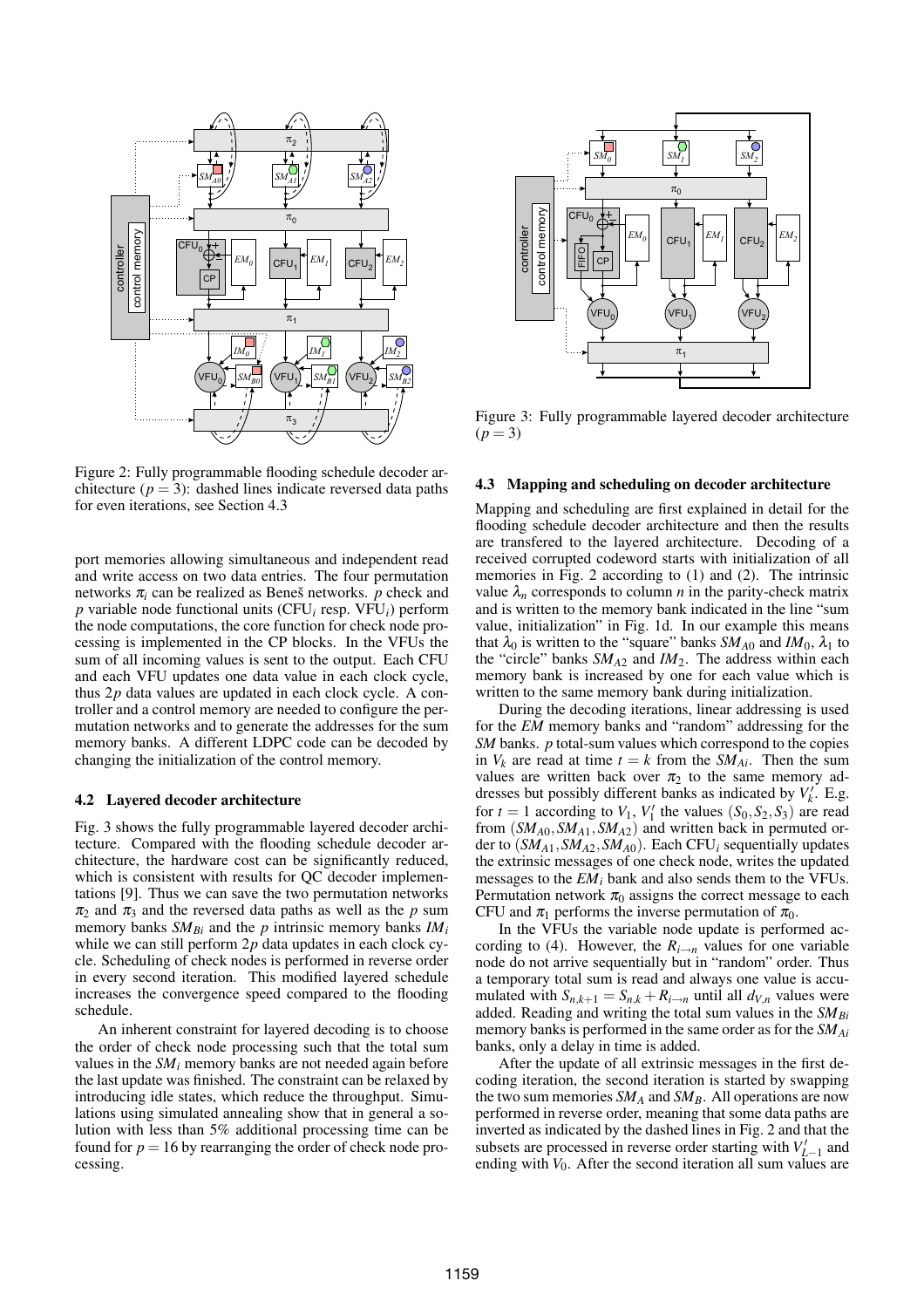Figure 2: Fully programmable flooding schedule decoder architecture ($p = 3$): dashed lines indicate reversed data paths for even iterations, see Section 4.3

port memories allowing simultaneous and independent read and write access on two data entries. The four permutation networks $\pi_i$ can be realized as Beneš networks. $p$ check and $p$ variable node functional units (CFU$_i$ resp. VFU$_i$) perform the node computations, the core function for check node processing is implemented in the CP blocks. In the VFUs the sum of all incoming values is sent to the output. Each CFU and each VFU updates one data value in each clock cycle, thus $2p$ data values are updated in each clock cycle. A controller and a control memory are needed to configure the permutation networks and to generate the addresses for the sum memory banks. A different LDPC code can be decoded by changing the initialization of the control memory.

### 4.2 Layered decoder architecture

Fig. 3 shows the fully programmable layered decoder architecture. Compared with the flooding schedule decoder architecture, the hardware cost can be significantly reduced, which is consistent with results for QC decoder implementations [9]. Thus we can save the two permutation networks $\pi_2$ and $\pi_3$ and the reversed data paths as well as the $p$ sum memory banks $SM_{Bi}$ and the $p$ intrinsic memory banks $IM_i$ while we can still perform $2p$ data updates in each clock cycle. Scheduling of check nodes is performed in reverse order in every second iteration. This modified layered schedule increases the convergence speed compared to the flooding schedule.

An inherent constraint for layered decoding is to choose the order of check node processing such that the total sum values in the $SM_i$ memory banks are not needed again before the last update was finished. The constraint can be relaxed by introducing idle states, which reduce the throughput. Simulations using simulated annealing show that in general a solution with less than 5% additional processing time can be found for $p = 16$ by rearranging the order of check node processing.

Figure 3: Fully programmable layered decoder architecture ($p = 3$)

### 4.3 Mapping and scheduling on decoder architecture

Mapping and scheduling are first explained in detail for the flooding schedule decoder architecture and then the results are transfered to the layered architecture. Decoding of a received corrupted codeword starts with initialization of all memories in Fig. 2 according to (1) and (2). The intrinsic value $\lambda_n$ corresponds to column $n$ in the parity-check matrix and is written to the memory bank indicated in the line "sum value, initialization" in Fig. 1d. In our example this means that $\lambda_0$ is written to the "square" banks $SM_{A0}$ and $IM_0$, $\lambda_1$ to the "circle" banks $SM_{A2}$ and $IM_2$. The address within each memory bank is increased by one for each value which is written to the same memory bank during initialization.

During the decoding iterations, linear addressing is used for the *EM* memory banks and "random" addressing for the *SM* banks. $p$ total-sum values which correspond to the copies in $V_k$ are read at time $t = k$ from the $SM_{Ai}$. Then the sum values are written back over $\pi_2$ to the same memory addresses but possibly different banks as indicated by $V'_k$. E.g. for $t = 1$ according to $V_1$, $V'_1$ the values $(S_0, S_2, S_3)$ are read from $(SM_{A0}, SM_{A1}, SM_{A2})$ and written back in permuted order to $(SM_{A1}, SM_{A2}, SM_{A0})$. Each CFU$_i$ sequentially updates the extrinsic messages of one check node, writes the updated messages to the $EM_i$ bank and also sends them to the VFUs. Permutation network $\pi_0$ assigns the correct message to each CFU and $\pi_1$ performs the inverse permutation of $\pi_0$.

In the VFUs the variable node update is performed according to (4). However, the $R_{l \to n}$ values for one variable node do not arrive sequentially but in "random" order. Thus a temporary total sum is read and always one value is accumulated with $S_{n,k+1} = S_{n,k} + R_{l \to n}$ until all $d_{V,n}$ values were added. Reading and writing the total sum values in the $SM_{Bi}$ memory banks is performed in the same order as for the $SM_{Ai}$ banks, only a delay in time is added.

After the update of all extrinsic messages in the first decoding iteration, the second iteration is started by swapping the two sum memories $SM_A$ and $SM_B$. All operations are now performed in reverse order, meaning that some data paths are inverted as indicated by the dashed lines in Fig. 2 and that the subsets are processed in reverse order starting with $V'_{L-1}$ and ending with $V_0$. After the second iteration all sum values are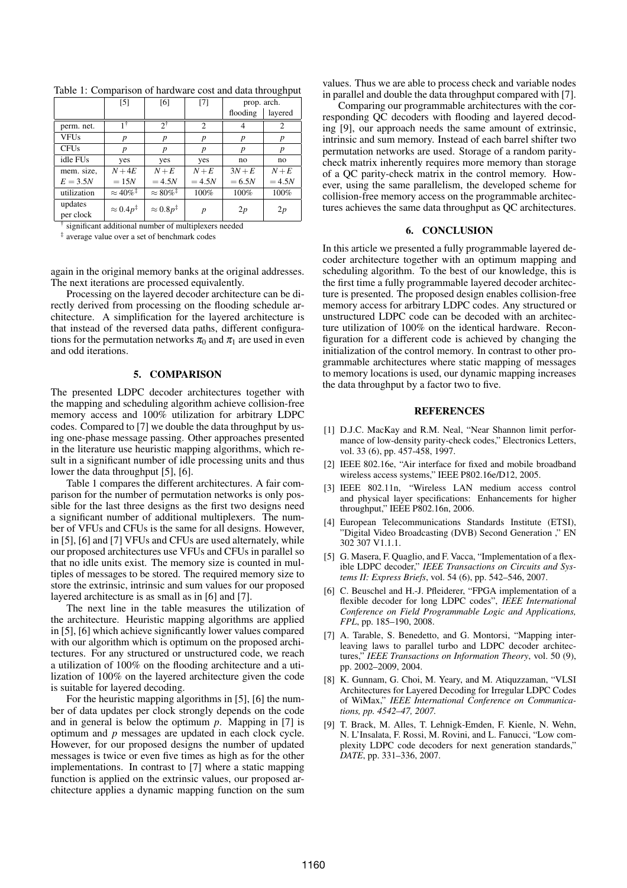Table 1: Comparison of hardware cost and data throughput

| | [5] | [6] | [7] | prop. arch. | |
|---|---|---|---|---|---|
| | | | | flooding | layered |
| perm. net. | 1[†] | 2[†] | 2 | 4 | 2 |
| VFUs | $p$ | $p$ | $p$ | $p$ | $p$ |
| CFUs | $p$ | $p$ | $p$ | $p$ | $p$ |
| idle FUs | yes | yes | yes | no | no |
| mem. size, $E = 3.5N$ | $N+4E$ $= 15N$ | $N+E$ $= 4.5N$ | $N+E$ $= 4.5N$ | $3N+E$ $= 6.5N$ | $N+E$ $= 4.5N$ |
| utilization | $\approx 40\%$[‡] | $\approx 80\%$[‡] | 100% | 100% | 100% |
| updates per clock | $\approx 0.4p$[‡] | $\approx 0.8p$[‡] | $p$ | $2p$ | $2p$ |

[†] significant additional number of multiplexers needed

[‡] average value over a set of benchmark codes

again in the original memory banks at the original addresses. The next iterations are processed equivalently.

Processing on the layered decoder architecture can be directly derived from processing on the flooding schedule architecture. A simplification for the layered architecture is that instead of the reversed data paths, different configurations for the permutation networks $\pi_0$ and $\pi_1$ are used in even and odd iterations.

## 5. COMPARISON

The presented LDPC decoder architectures together with the mapping and scheduling algorithm achieve collision-free memory access and 100% utilization for arbitrary LDPC codes. Compared to [7] we double the data throughput by using one-phase message passing. Other approaches presented in the literature use heuristic mapping algorithms, which result in a significant number of idle processing units and thus lower the data throughput [5], [6].

Table 1 compares the different architectures. A fair comparison for the number of permutation networks is only possible for the last three designs as the first two designs need a significant number of additional multiplexers. The number of VFUs and CFUs is the same for all designs. However, in [5], [6] and [7] VFUs and CFUs are used alternately, while our proposed architectures use VFUs and CFUs in parallel so that no idle units exist. The memory size is counted in multiples of messages to be stored. The required memory size to store the extrinsic, intrinsic and sum values for our proposed layered architecture is as small as in [6] and [7].

The next line in the table measures the utilization of the architecture. Heuristic mapping algorithms are applied in [5], [6] which achieve significantly lower values compared with our algorithm which is optimum on the proposed architectures. For any structured or unstructured code, we reach a utilization of 100% on the flooding architecture and a utilization of 100% on the layered architecture given the code is suitable for layered decoding.

For the heuristic mapping algorithms in [5], [6] the number of data updates per clock strongly depends on the code and in general is below the optimum $p$. Mapping in [7] is optimum and $p$ messages are updated in each clock cycle. However, for our proposed designs the number of updated messages is twice or even five times as high as for the other implementations. In contrast to [7] where a static mapping function is applied on the extrinsic values, our proposed architecture applies a dynamic mapping function on the sum values. Thus we are able to process check and variable nodes in parallel and double the data throughput compared with [7].

Comparing our programmable architectures with the corresponding QC decoders with flooding and layered decoding [9], our approach needs the same amount of extrinsic, intrinsic and sum memory. Instead of each barrel shifter two permutation networks are used. Storage of a random parity-check matrix inherently requires more memory than storage of a QC parity-check matrix in the control memory. However, using the same parallelism, the developed scheme for collision-free memory access on the programmable architectures achieves the same data throughput as QC architectures.

## 6. CONCLUSION

In this article we presented a fully programmable layered decoder architecture together with an optimum mapping and scheduling algorithm. To the best of our knowledge, this is the first time a fully programmable layered decoder architecture is presented. The proposed design enables collision-free memory access for arbitrary LDPC codes. Any structured or unstructured LDPC code can be decoded with an architecture utilization of 100% on the identical hardware. Reconfiguration for a different code is achieved by changing the initialization of the control memory. In contrast to other programmable architectures where static mapping of messages to memory locations is used, our dynamic mapping increases the data throughput by a factor two to five.

## REFERENCES

[1] D.J.C. MacKay and R.M. Neal, "Near Shannon limit performance of low-density parity-check codes," Electronics Letters, vol. 33 (6), pp. 457-458, 1997.

[2] IEEE 802.16e, "Air interface for fixed and mobile broadband wireless access systems," IEEE P802.16e/D12, 2005.

[3] IEEE 802.11n, "Wireless LAN medium access control and physical layer specifications: Enhancements for higher throughput," IEEE P802.16n, 2006.

[4] European Telecommunications Standards Institute (ETSI), "Digital Video Broadcasting (DVB) Second Generation ," EN 302 307 V1.1.1.

[5] G. Masera, F. Quaglio, and F. Vacca, "Implementation of a flexible LDPC decoder," *IEEE Transactions on Circuits and Systems II: Express Briefs*, vol. 54 (6), pp. 542–546, 2007.

[6] C. Beuschel and H.-J. Pfleiderer, "FPGA implementation of a flexible decoder for long LDPC codes", *IEEE International Conference on Field Programmable Logic and Applications, FPL*, pp. 185–190, 2008.

[7] A. Tarable, S. Benedetto, and G. Montorsi, "Mapping interleaving laws to parallel turbo and LDPC decoder architectures," *IEEE Transactions on Information Theory*, vol. 50 (9), pp. 2002–2009, 2004.

[8] K. Gunnam, G. Choi, M. Yeary, and M. Atiquzzaman, "VLSI Architectures for Layered Decoding for Irregular LDPC Codes of WiMax," *IEEE International Conference on Communications, pp. 4542–47, 2007.*

[9] T. Brack, M. Alles, T. Lehnigk-Emden, F. Kienle, N. Wehn, N. L'Insalata, F. Rossi, M. Rovini, and L. Fanucci, "Low complexity LDPC code decoders for next generation standards," *DATE*, pp. 331–336, 2007.